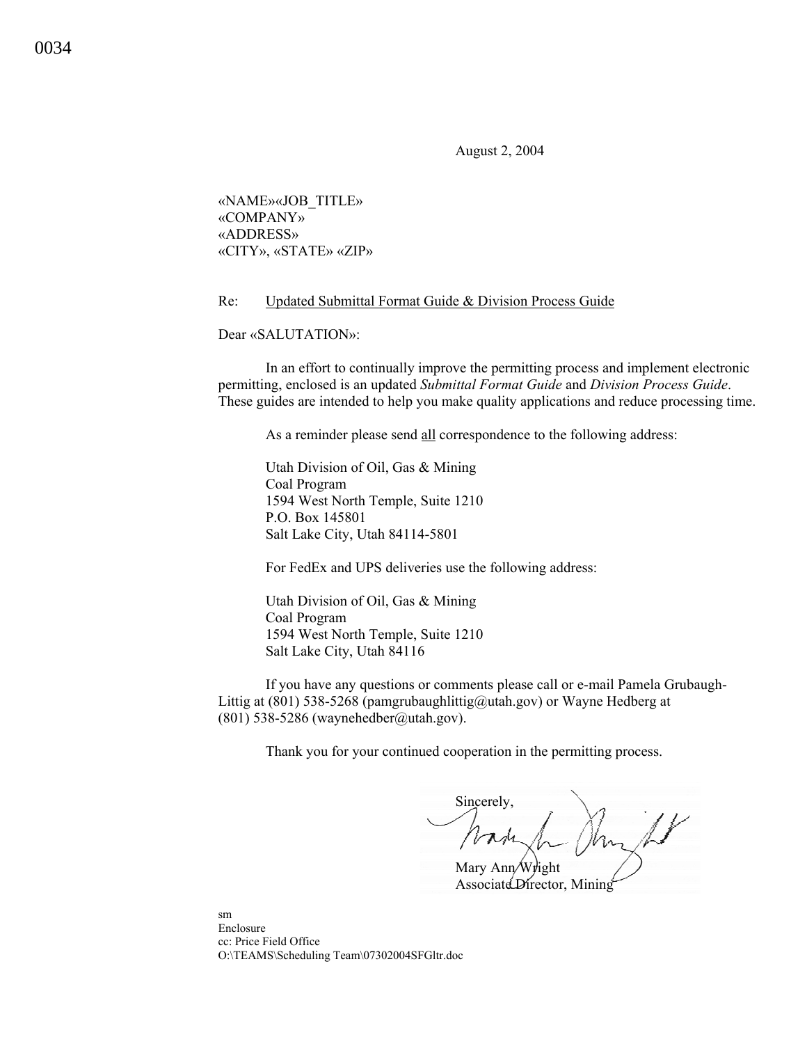0034

August 2, 2004

«NAME»«JOB_TITLE»
«COMPANY»
«ADDRESS»
«CITY», «STATE» «ZIP»

Re: Updated Submittal Format Guide & Division Process Guide

Dear «SALUTATION»:

In an effort to continually improve the permitting process and implement electronic permitting, enclosed is an updated *Submittal Format Guide* and *Division Process Guide*. These guides are intended to help you make quality applications and reduce processing time.

As a reminder please send all correspondence to the following address:

Utah Division of Oil, Gas & Mining
Coal Program
1594 West North Temple, Suite 1210
P.O. Box 145801
Salt Lake City, Utah 84114-5801

For FedEx and UPS deliveries use the following address:

Utah Division of Oil, Gas & Mining
Coal Program
1594 West North Temple, Suite 1210
Salt Lake City, Utah 84116

If you have any questions or comments please call or e-mail Pamela Grubaugh-Littig at (801) 538-5268 (pamgrubaughlittig@utah.gov) or Wayne Hedberg at (801) 538-5286 (waynehedber@utah.gov).

Thank you for your continued cooperation in the permitting process.

Sincerely,

Mary Ann Wright
Associate Director, Mining

sm
Enclosure
cc: Price Field Office
O:\TEAMS\Scheduling Team\07302004SFGltr.doc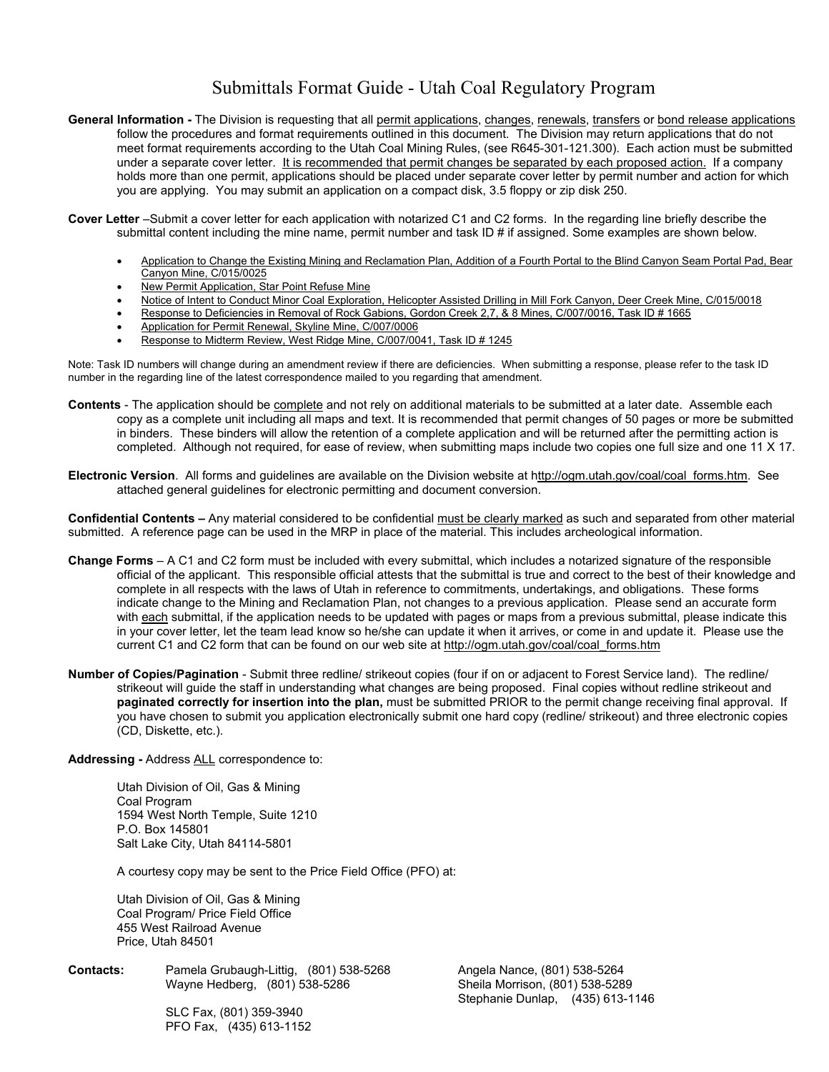# Submittals Format Guide - Utah Coal Regulatory Program

**General Information -** The Division is requesting that all <u>permit applications</u>, <u>changes</u>, <u>renewals</u>, <u>transfers</u> or <u>bond release applications</u> follow the procedures and format requirements outlined in this document. The Division may return applications that do not meet format requirements according to the Utah Coal Mining Rules, (see R645-301-121.300). Each action must be submitted under a separate cover letter. <u>It is recommended that permit changes be separated by each proposed action.</u> If a company holds more than one permit, applications should be placed under separate cover letter by permit number and action for which you are applying. You may submit an application on a compact disk, 3.5 floppy or zip disk 250.

**Cover Letter** –Submit a cover letter for each application with notarized C1 and C2 forms. In the regarding line briefly describe the submittal content including the mine name, permit number and task ID # if assigned. Some examples are shown below.

- <u>Application to Change the Existing Mining and Reclamation Plan, Addition of a Fourth Portal to the Blind Canyon Seam Portal Pad, Bear Canyon Mine, C/015/0025</u>
- <u>New Permit Application, Star Point Refuse Mine</u>
- <u>Notice of Intent to Conduct Minor Coal Exploration, Helicopter Assisted Drilling in Mill Fork Canyon, Deer Creek Mine, C/015/0018</u>
- <u>Response to Deficiencies in Removal of Rock Gabions, Gordon Creek 2,7, & 8 Mines, C/007/0016, Task ID # 1665</u>
- <u>Application for Permit Renewal, Skyline Mine, C/007/0006</u>
- <u>Response to Midterm Review, West Ridge Mine, C/007/0041, Task ID # 1245</u>

Note: Task ID numbers will change during an amendment review if there are deficiencies. When submitting a response, please refer to the task ID number in the regarding line of the latest correspondence mailed to you regarding that amendment.

**Contents** - The application should be <u>complete</u> and not rely on additional materials to be submitted at a later date. Assemble each copy as a complete unit including all maps and text. It is recommended that permit changes of 50 pages or more be submitted in binders. These binders will allow the retention of a complete application and will be returned after the permitting action is completed. Although not required, for ease of review, when submitting maps include two copies one full size and one 11 X 17.

**Electronic Version**. All forms and guidelines are available on the Division website at <u>http://ogm.utah.gov/coal/coal_forms.htm</u>. See attached general guidelines for electronic permitting and document conversion.

**Confidential Contents –** Any material considered to be confidential <u>must be clearly marked</u> as such and separated from other material submitted. A reference page can be used in the MRP in place of the material. This includes archeological information.

**Change Forms** – A C1 and C2 form must be included with every submittal, which includes a notarized signature of the responsible official of the applicant. This responsible official attests that the submittal is true and correct to the best of their knowledge and complete in all respects with the laws of Utah in reference to commitments, undertakings, and obligations. These forms indicate change to the Mining and Reclamation Plan, not changes to a previous application. Please send an accurate form with <u>each</u> submittal, if the application needs to be updated with pages or maps from a previous submittal, please indicate this in your cover letter, let the team lead know so he/she can update it when it arrives, or come in and update it. Please use the current C1 and C2 form that can be found on our web site at <u>http://ogm.utah.gov/coal/coal_forms.htm</u>

**Number of Copies/Pagination** - Submit three redline/ strikeout copies (four if on or adjacent to Forest Service land). The redline/ strikeout will guide the staff in understanding what changes are being proposed. Final copies without redline strikeout and **paginated correctly for insertion into the plan,** must be submitted PRIOR to the permit change receiving final approval. If you have chosen to submit you application electronically submit one hard copy (redline/ strikeout) and three electronic copies (CD, Diskette, etc.).

**Addressing -** Address <u>ALL</u> correspondence to:

Utah Division of Oil, Gas & Mining
Coal Program
1594 West North Temple, Suite 1210
P.O. Box 145801
Salt Lake City, Utah 84114-5801

A courtesy copy may be sent to the Price Field Office (PFO) at:

Utah Division of Oil, Gas & Mining
Coal Program/ Price Field Office
455 West Railroad Avenue
Price, Utah 84501

**Contacts:**

Pamela Grubaugh-Littig, (801) 538-5268
Wayne Hedberg, (801) 538-5286

SLC Fax, (801) 359-3940
PFO Fax, (435) 613-1152

Angela Nance, (801) 538-5264
Sheila Morrison, (801) 538-5289
Stephanie Dunlap, (435) 613-1146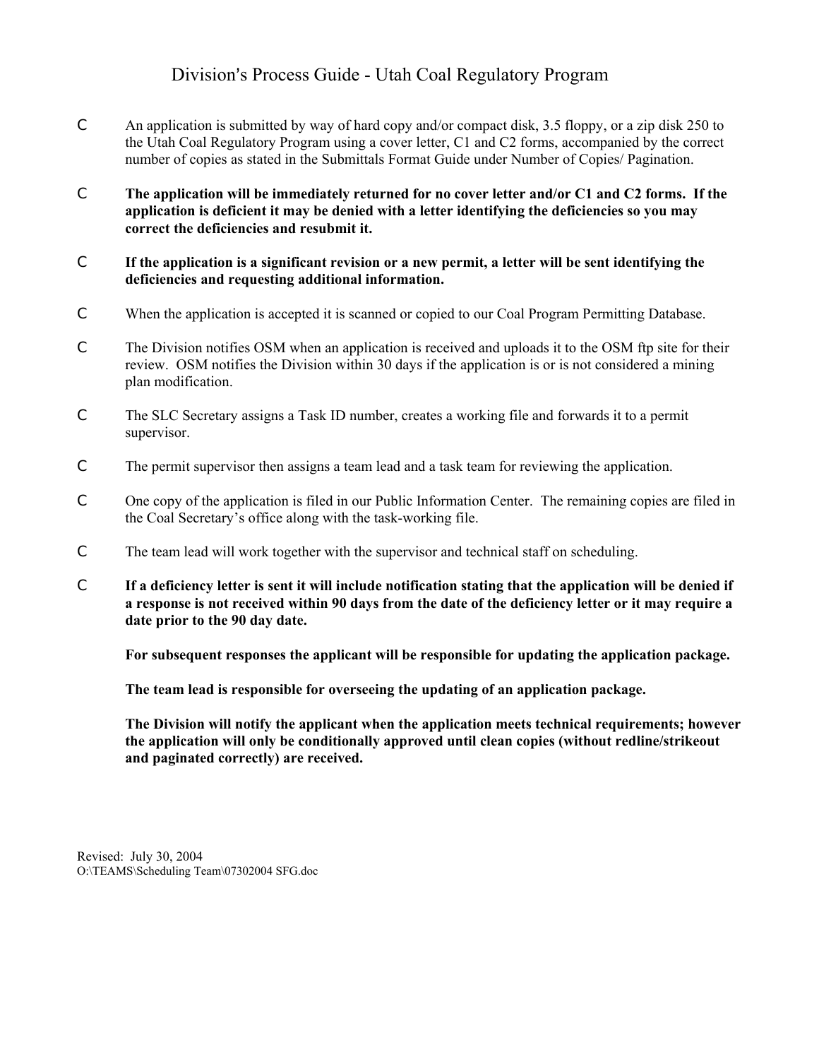# Division's Process Guide - Utah Coal Regulatory Program

- An application is submitted by way of hard copy and/or compact disk, 3.5 floppy, or a zip disk 250 to the Utah Coal Regulatory Program using a cover letter, C1 and C2 forms, accompanied by the correct number of copies as stated in the Submittals Format Guide under Number of Copies/ Pagination.

- **The application will be immediately returned for no cover letter and/or C1 and C2 forms. If the application is deficient it may be denied with a letter identifying the deficiencies so you may correct the deficiencies and resubmit it.**

- **If the application is a significant revision or a new permit, a letter will be sent identifying the deficiencies and requesting additional information.**

- When the application is accepted it is scanned or copied to our Coal Program Permitting Database.

- The Division notifies OSM when an application is received and uploads it to the OSM ftp site for their review. OSM notifies the Division within 30 days if the application is or is not considered a mining plan modification.

- The SLC Secretary assigns a Task ID number, creates a working file and forwards it to a permit supervisor.

- The permit supervisor then assigns a team lead and a task team for reviewing the application.

- One copy of the application is filed in our Public Information Center. The remaining copies are filed in the Coal Secretary's office along with the task-working file.

- The team lead will work together with the supervisor and technical staff on scheduling.

- **If a deficiency letter is sent it will include notification stating that the application will be denied if a response is not received within 90 days from the date of the deficiency letter or it may require a date prior to the 90 day date.**

  **For subsequent responses the applicant will be responsible for updating the application package.**

  **The team lead is responsible for overseeing the updating of an application package.**

  **The Division will notify the applicant when the application meets technical requirements; however the application will only be conditionally approved until clean copies (without redline/strikeout and paginated correctly) are received.**

Revised: July 30, 2004
O:\TEAMS\Scheduling Team\07302004 SFG.doc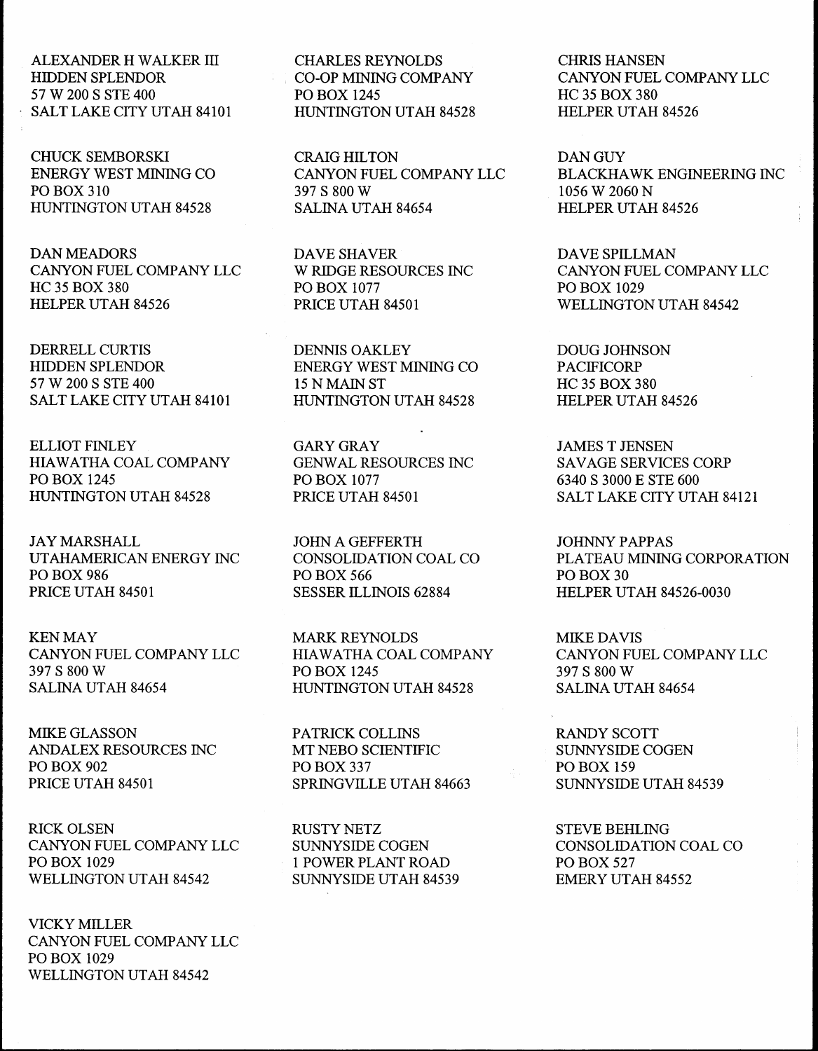ALEXANDER H WALKER III
HIDDEN SPLENDOR
57 W 200 S STE 400
SALT LAKE CITY UTAH 84101

CHARLES REYNOLDS
CO-OP MINING COMPANY
PO BOX 1245
HUNTINGTON UTAH 84528

CHRIS HANSEN
CANYON FUEL COMPANY LLC
HC 35 BOX 380
HELPER UTAH 84526

CHUCK SEMBORSKI
ENERGY WEST MINING CO
PO BOX 310
HUNTINGTON UTAH 84528

CRAIG HILTON
CANYON FUEL COMPANY LLC
397 S 800 W
SALINA UTAH 84654

DAN GUY
BLACKHAWK ENGINEERING INC
1056 W 2060 N
HELPER UTAH 84526

DAN MEADORS
CANYON FUEL COMPANY LLC
HC 35 BOX 380
HELPER UTAH 84526

DAVE SHAVER
W RIDGE RESOURCES INC
PO BOX 1077
PRICE UTAH 84501

DAVE SPILLMAN
CANYON FUEL COMPANY LLC
PO BOX 1029
WELLINGTON UTAH 84542

DERRELL CURTIS
HIDDEN SPLENDOR
57 W 200 S STE 400
SALT LAKE CITY UTAH 84101

DENNIS OAKLEY
ENERGY WEST MINING CO
15 N MAIN ST
HUNTINGTON UTAH 84528

DOUG JOHNSON
PACIFICORP
HC 35 BOX 380
HELPER UTAH 84526

ELLIOT FINLEY
HIAWATHA COAL COMPANY
PO BOX 1245
HUNTINGTON UTAH 84528

GARY GRAY
GENWAL RESOURCES INC
PO BOX 1077
PRICE UTAH 84501

JAMES T JENSEN
SAVAGE SERVICES CORP
6340 S 3000 E STE 600
SALT LAKE CITY UTAH 84121

JAY MARSHALL
UTAHAMERICAN ENERGY INC
PO BOX 986
PRICE UTAH 84501

JOHN A GEFFERTH
CONSOLIDATION COAL CO
PO BOX 566
SESSER ILLINOIS 62884

JOHNNY PAPPAS
PLATEAU MINING CORPORATION
PO BOX 30
HELPER UTAH 84526-0030

KEN MAY
CANYON FUEL COMPANY LLC
397 S 800 W
SALINA UTAH 84654

MARK REYNOLDS
HIAWATHA COAL COMPANY
PO BOX 1245
HUNTINGTON UTAH 84528

MIKE DAVIS
CANYON FUEL COMPANY LLC
397 S 800 W
SALINA UTAH 84654

MIKE GLASSON
ANDALEX RESOURCES INC
PO BOX 902
PRICE UTAH 84501

PATRICK COLLINS
MT NEBO SCIENTIFIC
PO BOX 337
SPRINGVILLE UTAH 84663

RANDY SCOTT
SUNNYSIDE COGEN
PO BOX 159
SUNNYSIDE UTAH 84539

RICK OLSEN
CANYON FUEL COMPANY LLC
PO BOX 1029
WELLINGTON UTAH 84542

RUSTY NETZ
SUNNYSIDE COGEN
1 POWER PLANT ROAD
SUNNYSIDE UTAH 84539

STEVE BEHLING
CONSOLIDATION COAL CO
PO BOX 527
EMERY UTAH 84552

VICKY MILLER
CANYON FUEL COMPANY LLC
PO BOX 1029
WELLINGTON UTAH 84542